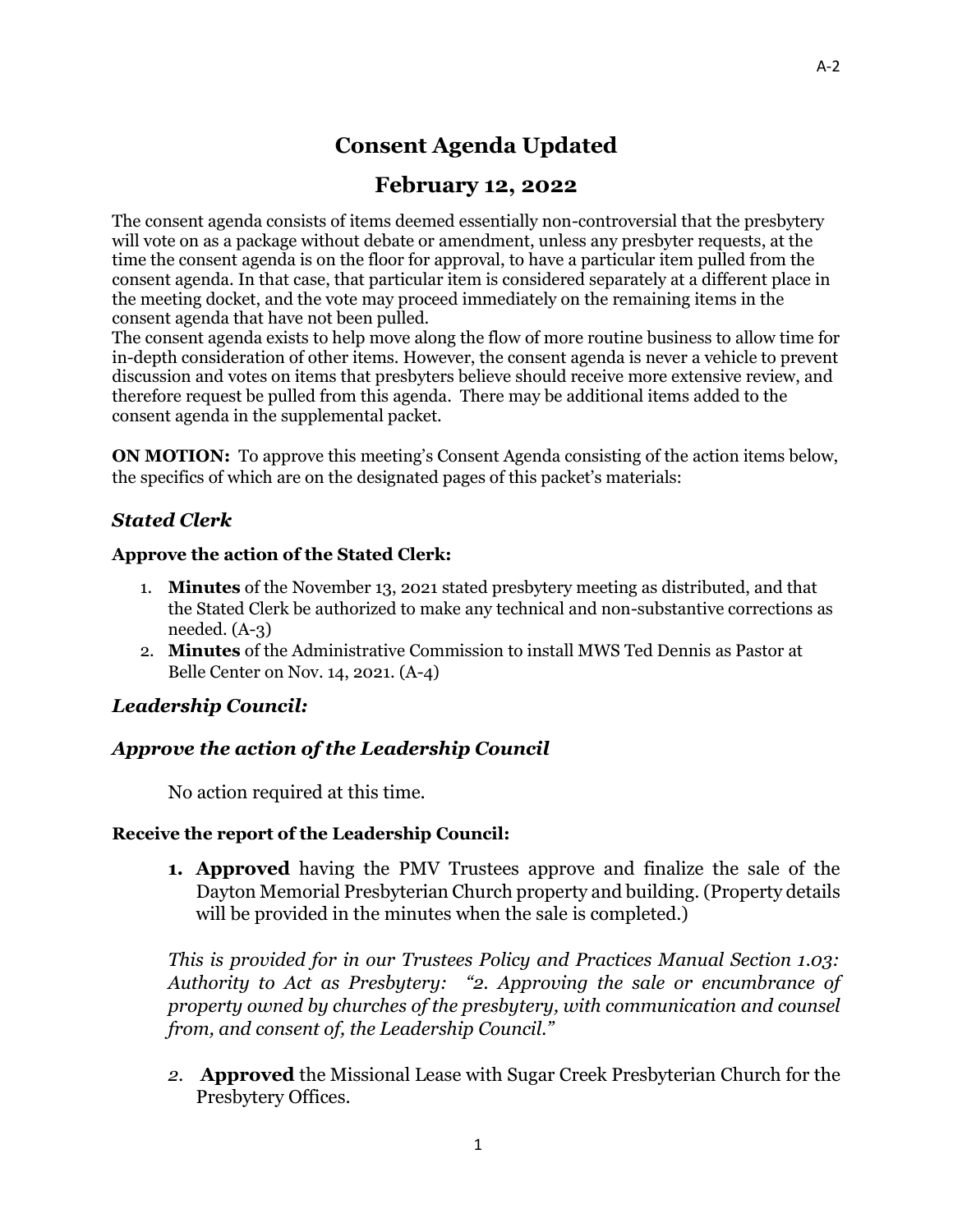# Consent Agenda Updated

## February 12, 2022

The consent agenda consists of items deemed essentially non-controversial that the presbytery will vote on as a package without debate or amendment, unless any presbyter requests, at the time the consent agenda is on the floor for approval, to have a particular item pulled from the consent agenda. In that case, that particular item is considered separately at a different place in the meeting docket, and the vote may proceed immediately on the remaining items in the consent agenda that have not been pulled.

The consent agenda exists to help move along the flow of more routine business to allow time for in-depth consideration of other items. However, the consent agenda is never a vehicle to prevent discussion and votes on items that presbyters believe should receive more extensive review, and therefore request be pulled from this agenda. There may be additional items added to the consent agenda in the supplemental packet.

**ON MOTION:** To approve this meeting's Consent Agenda consisting of the action items below, the specifics of which are on the designated pages of this packet's materials:

### *Stated Clerk*

**Approve the action of the Stated Clerk:**

1. **Minutes** of the November 13, 2021 stated presbytery meeting as distributed, and that the Stated Clerk be authorized to make any technical and non-substantive corrections as needed. (A-3)
2. **Minutes** of the Administrative Commission to install MWS Ted Dennis as Pastor at Belle Center on Nov. 14, 2021. (A-4)

### *Leadership Council:*

### *Approve the action of the Leadership Council*

No action required at this time.

**Receive the report of the Leadership Council:**

1. **Approved** having the PMV Trustees approve and finalize the sale of the Dayton Memorial Presbyterian Church property and building. (Property details will be provided in the minutes when the sale is completed.)

   *This is provided for in our Trustees Policy and Practices Manual Section 1.03: Authority to Act as Presbytery: "2. Approving the sale or encumbrance of property owned by churches of the presbytery, with communication and counsel from, and consent of, the Leadership Council."*

2. **Approved** the Missional Lease with Sugar Creek Presbyterian Church for the Presbytery Offices.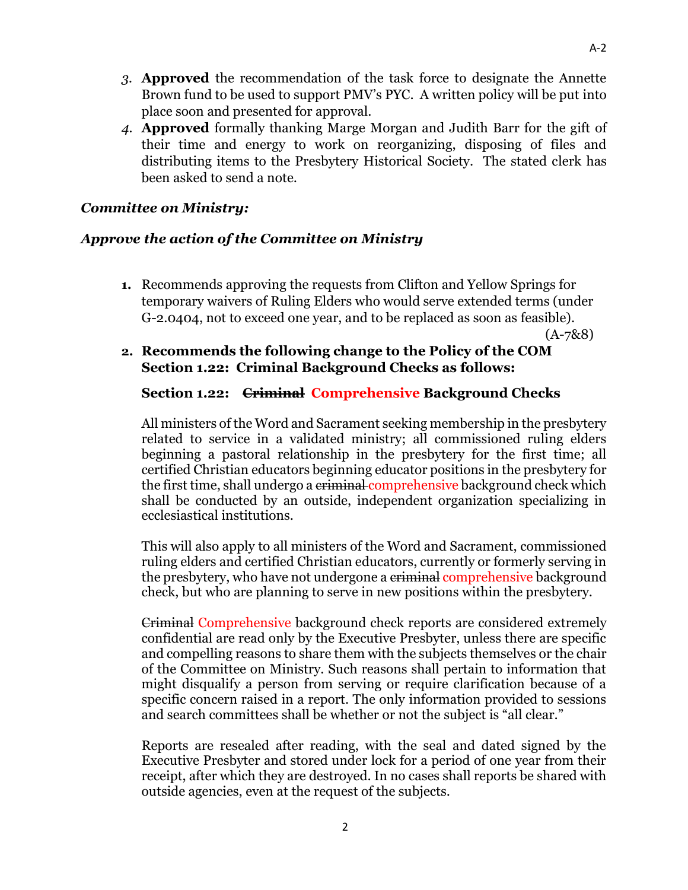3. **Approved** the recommendation of the task force to designate the Annette Brown fund to be used to support PMV's PYC. A written policy will be put into place soon and presented for approval.
4. **Approved** formally thanking Marge Morgan and Judith Barr for the gift of their time and energy to work on reorganizing, disposing of files and distributing items to the Presbytery Historical Society. The stated clerk has been asked to send a note.

***Committee on Ministry:***

***Approve the action of the Committee on Ministry***

1. Recommends approving the requests from Clifton and Yellow Springs for temporary waivers of Ruling Elders who would serve extended terms (under G-2.0404, not to exceed one year, and to be replaced as soon as feasible). (A-7&8)
2. **Recommends the following change to the Policy of the COM Section 1.22: Criminal Background Checks as follows:**

   **Section 1.22: ~~Criminal~~ Comprehensive Background Checks**

   All ministers of the Word and Sacrament seeking membership in the presbytery related to service in a validated ministry; all commissioned ruling elders beginning a pastoral relationship in the presbytery for the first time; all certified Christian educators beginning educator positions in the presbytery for the first time, shall undergo a ~~criminal~~ comprehensive background check which shall be conducted by an outside, independent organization specializing in ecclesiastical institutions.

   This will also apply to all ministers of the Word and Sacrament, commissioned ruling elders and certified Christian educators, currently or formerly serving in the presbytery, who have not undergone a ~~criminal~~ comprehensive background check, but who are planning to serve in new positions within the presbytery.

   ~~Criminal~~ Comprehensive background check reports are considered extremely confidential are read only by the Executive Presbyter, unless there are specific and compelling reasons to share them with the subjects themselves or the chair of the Committee on Ministry. Such reasons shall pertain to information that might disqualify a person from serving or require clarification because of a specific concern raised in a report. The only information provided to sessions and search committees shall be whether or not the subject is "all clear."

   Reports are resealed after reading, with the seal and dated signed by the Executive Presbyter and stored under lock for a period of one year from their receipt, after which they are destroyed. In no cases shall reports be shared with outside agencies, even at the request of the subjects.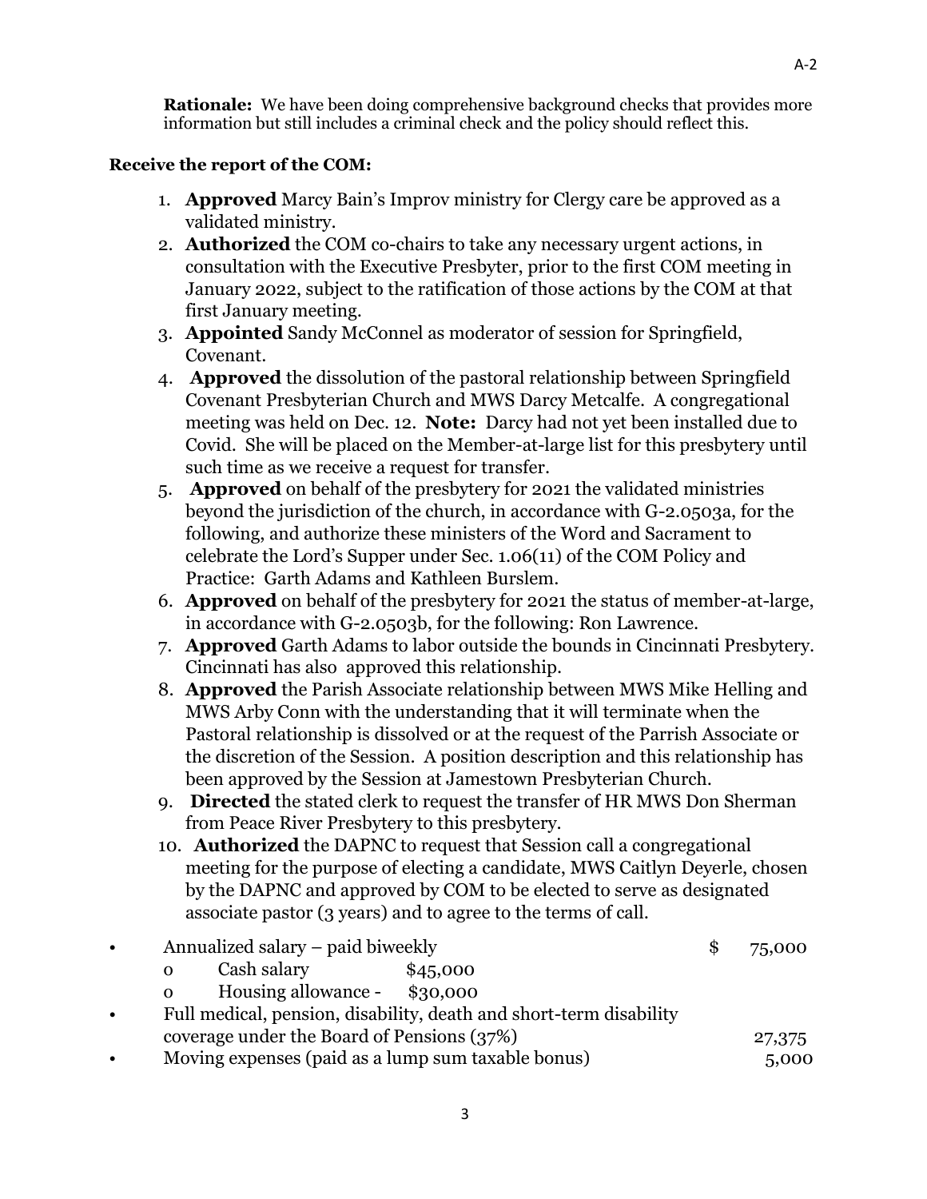**Rationale:** We have been doing comprehensive background checks that provides more information but still includes a criminal check and the policy should reflect this.

**Receive the report of the COM:**

1. **Approved** Marcy Bain's Improv ministry for Clergy care be approved as a validated ministry.
2. **Authorized** the COM co-chairs to take any necessary urgent actions, in consultation with the Executive Presbyter, prior to the first COM meeting in January 2022, subject to the ratification of those actions by the COM at that first January meeting.
3. **Appointed** Sandy McConnel as moderator of session for Springfield, Covenant.
4. **Approved** the dissolution of the pastoral relationship between Springfield Covenant Presbyterian Church and MWS Darcy Metcalfe. A congregational meeting was held on Dec. 12. **Note:** Darcy had not yet been installed due to Covid. She will be placed on the Member-at-large list for this presbytery until such time as we receive a request for transfer.
5. **Approved** on behalf of the presbytery for 2021 the validated ministries beyond the jurisdiction of the church, in accordance with G-2.0503a, for the following, and authorize these ministers of the Word and Sacrament to celebrate the Lord's Supper under Sec. 1.06(11) of the COM Policy and Practice: Garth Adams and Kathleen Burslem.
6. **Approved** on behalf of the presbytery for 2021 the status of member-at-large, in accordance with G-2.0503b, for the following: Ron Lawrence.
7. **Approved** Garth Adams to labor outside the bounds in Cincinnati Presbytery. Cincinnati has also approved this relationship.
8. **Approved** the Parish Associate relationship between MWS Mike Helling and MWS Arby Conn with the understanding that it will terminate when the Pastoral relationship is dissolved or at the request of the Parrish Associate or the discretion of the Session. A position description and this relationship has been approved by the Session at Jamestown Presbyterian Church.
9. **Directed** the stated clerk to request the transfer of HR MWS Don Sherman from Peace River Presbytery to this presbytery.
10. **Authorized** the DAPNC to request that Session call a congregational meeting for the purpose of electing a candidate, MWS Caitlyn Deyerle, chosen by the DAPNC and approved by COM to be elected to serve as designated associate pastor (3 years) and to agree to the terms of call.

- Annualized salary – paid biweekly $ 75,000
  - Cash salary $45,000
  - Housing allowance - $30,000
- Full medical, pension, disability, death and short-term disability coverage under the Board of Pensions (37%) 27,375
- Moving expenses (paid as a lump sum taxable bonus) 5,000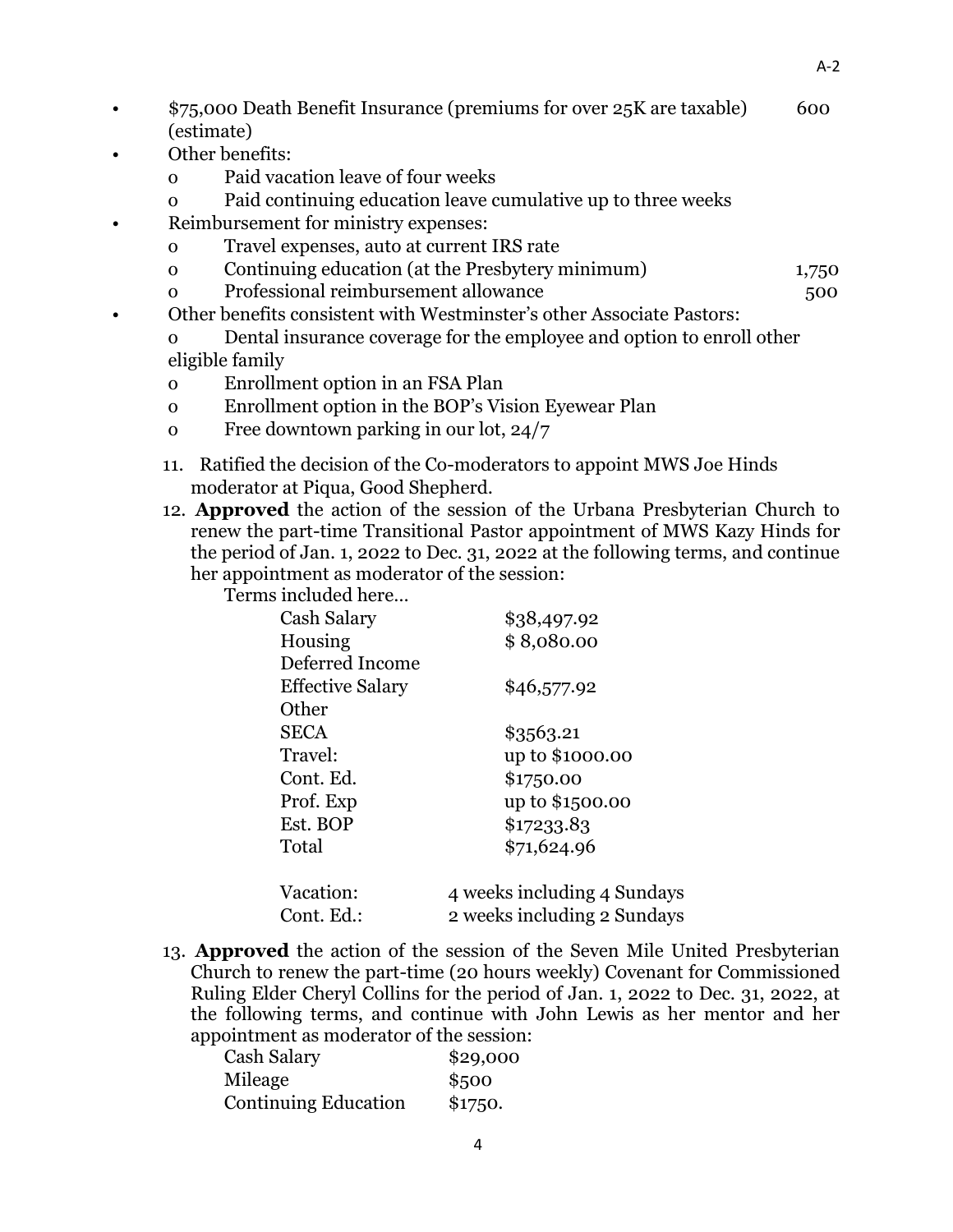- $75,000 Death Benefit Insurance (premiums for over 25K are taxable) (estimate) 600
- Other benefits:
  - o Paid vacation leave of four weeks
  - o Paid continuing education leave cumulative up to three weeks
- Reimbursement for ministry expenses:
  - o Travel expenses, auto at current IRS rate
  - o Continuing education (at the Presbytery minimum) 1,750
  - o Professional reimbursement allowance 500
- Other benefits consistent with Westminster's other Associate Pastors:
  - o Dental insurance coverage for the employee and option to enroll other eligible family
  - o Enrollment option in an FSA Plan
  - o Enrollment option in the BOP's Vision Eyewear Plan
  - o Free downtown parking in our lot, 24/7

11. Ratified the decision of the Co-moderators to appoint MWS Joe Hinds moderator at Piqua, Good Shepherd.
12. **Approved** the action of the session of the Urbana Presbyterian Church to renew the part-time Transitional Pastor appointment of MWS Kazy Hinds for the period of Jan. 1, 2022 to Dec. 31, 2022 at the following terms, and continue her appointment as moderator of the session:

    Terms included here…

    | | |
    |---|---|
    | Cash Salary | $38,497.92 |
    | Housing | $ 8,080.00 |
    | Deferred Income | |
    | Effective Salary | $46,577.92 |
    | Other | |
    | SECA | $3563.21 |
    | Travel: | up to $1000.00 |
    | Cont. Ed. | $1750.00 |
    | Prof. Exp | up to $1500.00 |
    | Est. BOP | $17233.83 |
    | Total | $71,624.96 |
    | | |
    | Vacation: | 4 weeks including 4 Sundays |
    | Cont. Ed.: | 2 weeks including 2 Sundays |

13. **Approved** the action of the session of the Seven Mile United Presbyterian Church to renew the part-time (20 hours weekly) Covenant for Commissioned Ruling Elder Cheryl Collins for the period of Jan. 1, 2022 to Dec. 31, 2022, at the following terms, and continue with John Lewis as her mentor and her appointment as moderator of the session:

    | | |
    |---|---|
    | Cash Salary | $29,000 |
    | Mileage | $500 |
    | Continuing Education | $1750. |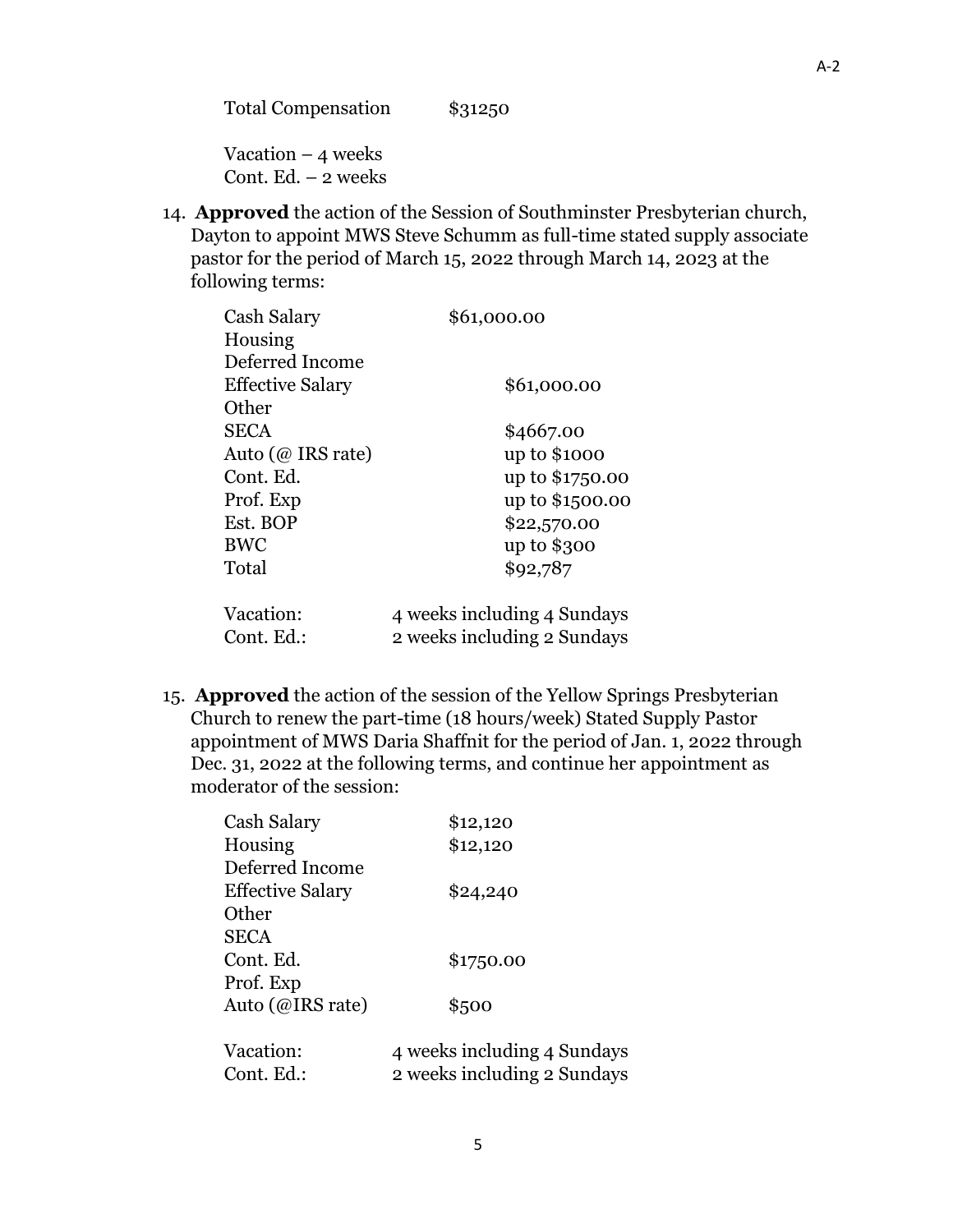| | |
|---|---|
| Total Compensation | $31250 |

Vacation – 4 weeks
Cont. Ed. – 2 weeks

14. **Approved** the action of the Session of Southminster Presbyterian church, Dayton to appoint MWS Steve Schumm as full-time stated supply associate pastor for the period of March 15, 2022 through March 14, 2023 at the following terms:

| | | |
|---|---|---|
| Cash Salary | $61,000.00 | |
| Housing | | |
| Deferred Income | | |
| Effective Salary | | $61,000.00 |
| Other | | |
| SECA | | $4667.00 |
| Auto (@ IRS rate) | | up to $1000 |
| Cont. Ed. | | up to $1750.00 |
| Prof. Exp | | up to $1500.00 |
| Est. BOP | | $22,570.00 |
| BWC | | up to $300 |
| Total | | $92,787 |

| | |
|---|---|
| Vacation: | 4 weeks including 4 Sundays |
| Cont. Ed.: | 2 weeks including 2 Sundays |

15. **Approved** the action of the session of the Yellow Springs Presbyterian Church to renew the part-time (18 hours/week) Stated Supply Pastor appointment of MWS Daria Shaffnit for the period of Jan. 1, 2022 through Dec. 31, 2022 at the following terms, and continue her appointment as moderator of the session:

| | |
|---|---|
| Cash Salary | $12,120 |
| Housing | $12,120 |
| Deferred Income | |
| Effective Salary | $24,240 |
| Other | |
| SECA | |
| Cont. Ed. | $1750.00 |
| Prof. Exp | |
| Auto (@IRS rate) | $500 |

| | |
|---|---|
| Vacation: | 4 weeks including 4 Sundays |
| Cont. Ed.: | 2 weeks including 2 Sundays |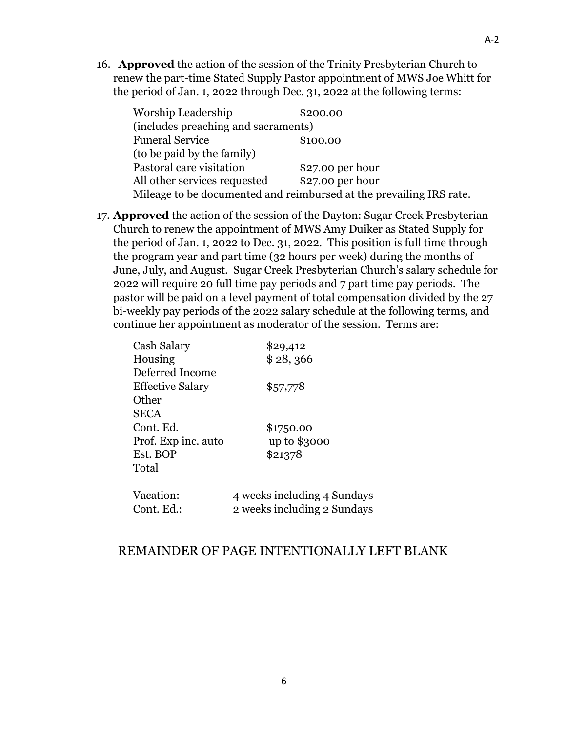16. **Approved** the action of the session of the Trinity Presbyterian Church to renew the part-time Stated Supply Pastor appointment of MWS Joe Whitt for the period of Jan. 1, 2022 through Dec. 31, 2022 at the following terms:

| | |
|---|---|
| Worship Leadership | $200.00 |
| (includes preaching and sacraments) | |
| Funeral Service | $100.00 |
| (to be paid by the family) | |
| Pastoral care visitation | $27.00 per hour |
| All other services requested | $27.00 per hour |

Mileage to be documented and reimbursed at the prevailing IRS rate.

17. **Approved** the action of the session of the Dayton: Sugar Creek Presbyterian Church to renew the appointment of MWS Amy Duiker as Stated Supply for the period of Jan. 1, 2022 to Dec. 31, 2022. This position is full time through the program year and part time (32 hours per week) during the months of June, July, and August. Sugar Creek Presbyterian Church's salary schedule for 2022 will require 20 full time pay periods and 7 part time pay periods. The pastor will be paid on a level payment of total compensation divided by the 27 bi-weekly pay periods of the 2022 salary schedule at the following terms, and continue her appointment as moderator of the session. Terms are:

| | |
|---|---|
| Cash Salary | $29,412 |
| Housing | $ 28, 366 |
| Deferred Income | |
| Effective Salary | $57,778 |
| Other | |
| SECA | |
| Cont. Ed. | $1750.00 |
| Prof. Exp inc. auto | up to $3000 |
| Est. BOP | $21378 |
| Total | |

| | |
|---|---|
| Vacation: | 4 weeks including 4 Sundays |
| Cont. Ed.: | 2 weeks including 2 Sundays |

REMAINDER OF PAGE INTENTIONALLY LEFT BLANK